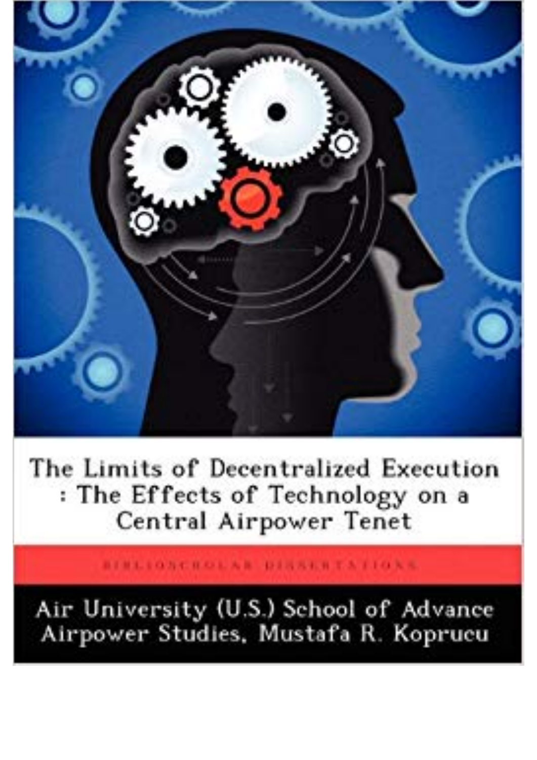# The Limits of Decentralized Execution : The Effects of Technology on a Central Airpower Tenet

BIBLIOSCHOLAR DISSERTATIONS

Air University (U.S.) School of Advance Airpower Studies, Mustafa R. Koprucu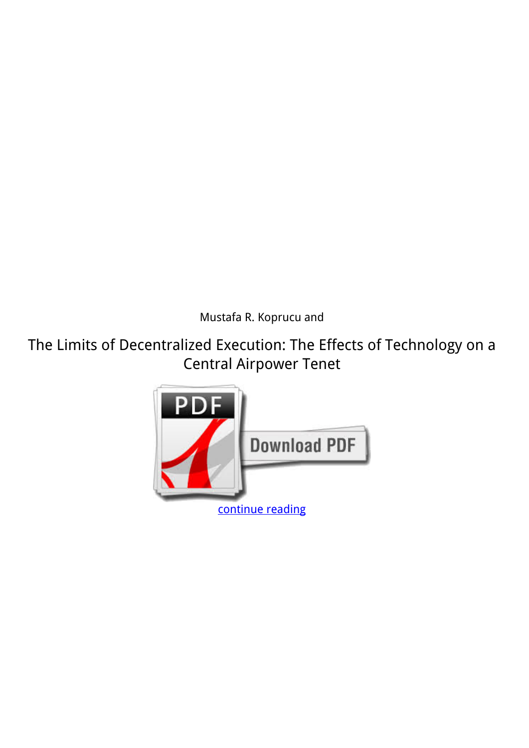Mustafa R. Koprucu and

The Limits of Decentralized Execution: The Effects of Technology on a Central Airpower Tenet

continue reading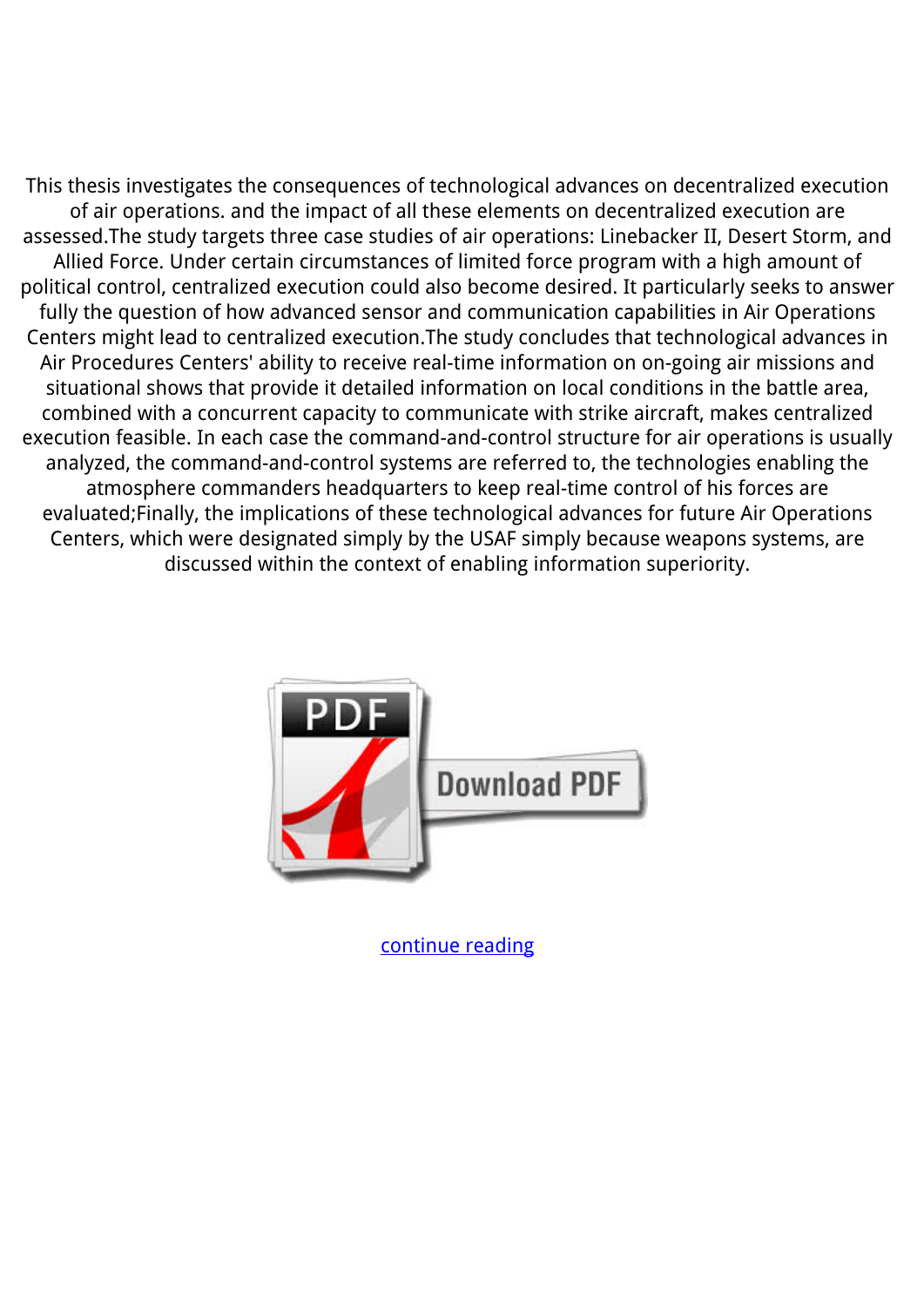This thesis investigates the consequences of technological advances on decentralized execution of air operations. and the impact of all these elements on decentralized execution are assessed.The study targets three case studies of air operations: Linebacker II, Desert Storm, and Allied Force. Under certain circumstances of limited force program with a high amount of political control, centralized execution could also become desired. It particularly seeks to answer fully the question of how advanced sensor and communication capabilities in Air Operations Centers might lead to centralized execution.The study concludes that technological advances in Air Procedures Centers' ability to receive real-time information on on-going air missions and situational shows that provide it detailed information on local conditions in the battle area, combined with a concurrent capacity to communicate with strike aircraft, makes centralized execution feasible. In each case the command-and-control structure for air operations is usually analyzed, the command-and-control systems are referred to, the technologies enabling the atmosphere commanders headquarters to keep real-time control of his forces are evaluated;Finally, the implications of these technological advances for future Air Operations Centers, which were designated simply by the USAF simply because weapons systems, are discussed within the context of enabling information superiority.

Download PDF

continue reading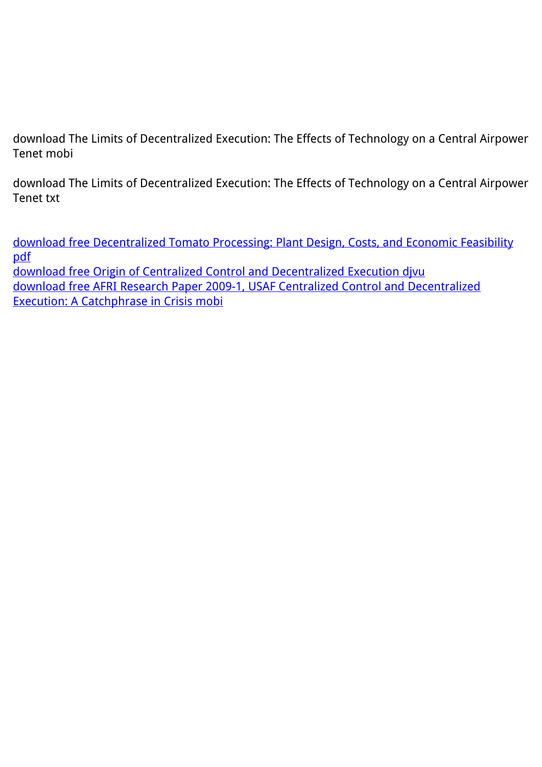download The Limits of Decentralized Execution: The Effects of Technology on a Central Airpower Tenet mobi

download The Limits of Decentralized Execution: The Effects of Technology on a Central Airpower Tenet txt

download free Decentralized Tomato Processing: Plant Design, Costs, and Economic Feasibility pdf
download free Origin of Centralized Control and Decentralized Execution djvu
download free AFRI Research Paper 2009-1, USAF Centralized Control and Decentralized Execution: A Catchphrase in Crisis mobi